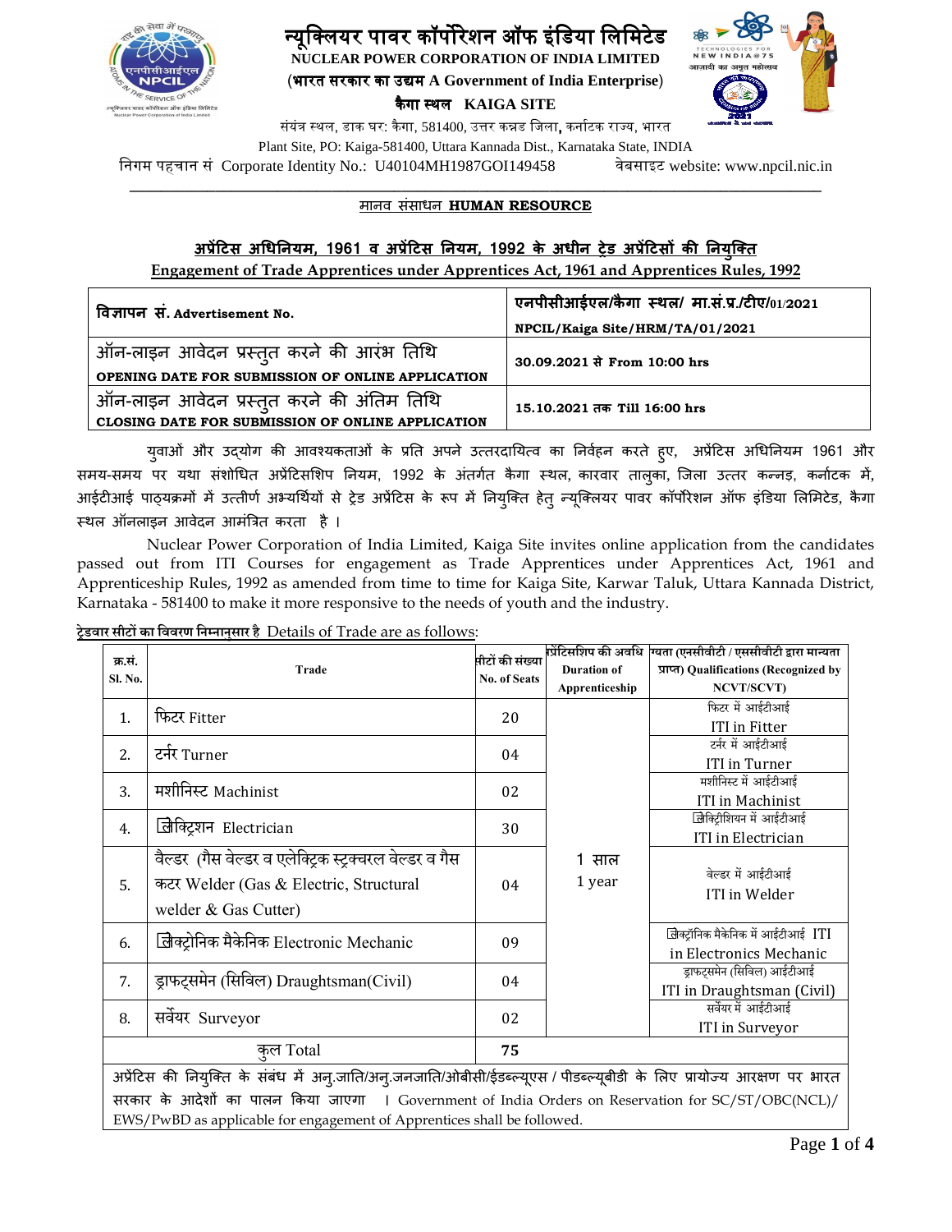# न्यूक्लियर पावर कॉर्पोरेशन ऑफ इंडिया लिमिटेड

**NUCLEAR POWER CORPORATION OF INDIA LIMITED**

**(भारत सरकार का उद्यम A Government of India Enterprise)**

**कैगा स्थल KAIGA SITE**

संयंत्र स्थल, डाक घर: कैगा, 581400, उत्तर कन्नड जिला, कर्नाटक राज्य, भारत

Plant Site, PO: Kaiga-581400, Uttara Kannada Dist., Karnataka State, INDIA

निगम पहचान सं Corporate Identity No.: U40104MH1987GOI149458 वेबसाइट website: www.npcil.nic.in

## मानव संसाधन HUMAN RESOURCE

## अप्रेंटिस अधिनियम, 1961 व अप्रेंटिस नियम, 1992 के अधीन ट्रेड अप्रेंटिसों की नियुक्ति
## Engagement of Trade Apprentices under Apprentices Act, 1961 and Apprentices Rules, 1992

| | |
|---|---|
| **विज्ञापन सं. Advertisement No.** | **एनपीसीआईएल/कैगा स्थल/ मा.सं.प्र./टीए/01/2021** **NPCIL/Kaiga Site/HRM/TA/01/2021** |
| ऑन-लाइन आवेदन प्रस्तुत करने की आरंभ तिथि **OPENING DATE FOR SUBMISSION OF ONLINE APPLICATION** | **30.09.2021 से From 10:00 hrs** |
| ऑन-लाइन आवेदन प्रस्तुत करने की अंतिम तिथि **CLOSING DATE FOR SUBMISSION OF ONLINE APPLICATION** | **15.10.2021 तक Till 16:00 hrs** |

युवाओं और उद्योग की आवश्यकताओं के प्रति अपने उत्तरदायित्व का निर्वहन करते हुए, अप्रेंटिस अधिनियम 1961 और समय-समय पर यथा संशोधित अप्रेंटिसशिप नियम, 1992 के अंतर्गत कैगा स्थल, कारवार तालुका, जिला उत्तर कन्नड़, कर्नाटक में, आईटीआई पाठ्यक्रमों में उत्तीर्ण अभ्यर्थियों से ट्रेड अप्रेंटिस के रूप में नियुक्ति हेतु न्यूक्लियर पावर कॉर्पोरेशन ऑफ इंडिया लिमिटेड, कैगा स्थल ऑनलाइन आवेदन आमंत्रित करता है ।

Nuclear Power Corporation of India Limited, Kaiga Site invites online application from the candidates passed out from ITI Courses for engagement as Trade Apprentices under Apprentices Act, 1961 and Apprenticeship Rules, 1992 as amended from time to time for Kaiga Site, Karwar Taluk, Uttara Kannada District, Karnataka - 581400 to make it more responsive to the needs of youth and the industry.

**ट्रेडवार सीटों का विवरण निम्नानुसार है** Details of Trade are as follows:

| क्र.सं. Sl. No. | Trade | सीटों की संख्या No. of Seats | अप्रेंटिसशिप की अवधि Duration of Apprenticeship | योग्यता (एनसीवीटी / एससीवीटी द्वारा मान्यता प्राप्त) Qualifications (Recognized by NCVT/SCVT) |
|---|---|---|---|---|
| 1. | फिटर Fitter | 20 | 1 साल 1 year | फिटर में आईटीआई ITI in Fitter |
| 2. | टर्नर Turner | 04 | | टर्नर में आईटीआई ITI in Turner |
| 3. | मशीनिस्ट Machinist | 02 | | मशीनिस्ट में आईटीआई ITI in Machinist |
| 4. | इलेक्ट्रिशन Electrician | 30 | | इलेक्ट्रीशियन में आईटीआई ITI in Electrician |
| 5. | वैल्डर (गैस वेल्डर व एलेक्ट्रिक स्ट्रक्चरल वेल्डर व गैस कटर Welder (Gas & Electric, Structural welder & Gas Cutter) | 04 | | वेल्डर में आईटीआई ITI in Welder |
| 6. | इलेक्ट्रोनिक मैकेनिक Electronic Mechanic | 09 | | इलेक्ट्रॉनिक मैकेनिक में आईटीआई ITI in Electronics Mechanic |
| 7. | ड्राफ्ट्समेन (सिविल) Draughtsman(Civil) | 04 | | ड्राफ्टसमेन (सिविल) आईटीआई ITI in Draughtsman (Civil) |
| 8. | सर्वेयर Surveyor | 02 | | सर्वेयर में आईटीआई ITI in Surveyor |
| | कुल Total | 75 | | |

अप्रेंटिस की नियुक्ति के संबंध में अनु.जाति/अनु.जनजाति/ओबीसी/ईडब्ल्यूएस / पीडब्ल्यूबीडी के लिए प्रायोज्य आरक्षण पर भारत सरकार के आदेशों का पालन किया जाएगा । Government of India Orders on Reservation for SC/ST/OBC(NCL)/ EWS/PwBD as applicable for engagement of Apprentices shall be followed.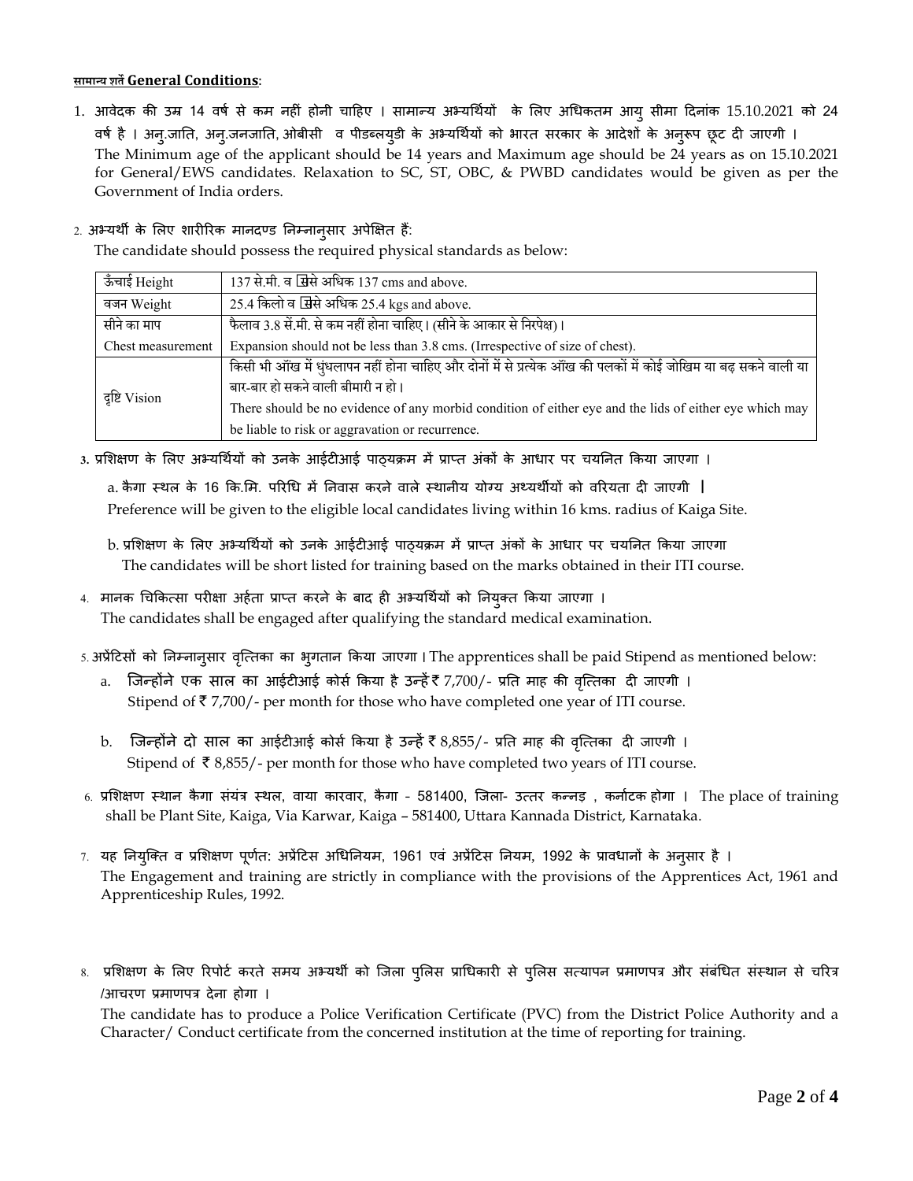**सामान्य शर्तें General Conditions**:

1. आवेदक की उम्र 14 वर्ष से कम नहीं होनी चाहिए । सामान्य अभ्यर्थियों के लिए अधिकतम आयु सीमा दिनांक 15.10.2021 को 24 वर्ष है । अनु.जाति, अनु.जनजाति, ओबीसी व पीडब्लयुडी के अभ्यर्थियों को भारत सरकार के आदेशों के अनुरूप छूट दी जाएगी ।
   The Minimum age of the applicant should be 14 years and Maximum age should be 24 years as on 15.10.2021 for General/EWS candidates. Relaxation to SC, ST, OBC, & PWBD candidates would be given as per the Government of India orders.

2. अभ्यर्थी के लिए शारीरिक मानदण्ड निम्नानुसार अपेक्षित हैं:
   The candidate should possess the required physical standards as below:

| | |
|---|---|
| ऊँचाई Height | 137 से.मी. व उससे अधिक 137 cms and above. |
| वजन Weight | 25.4 किलो व उससे अधिक 25.4 kgs and above. |
| सीने का माप Chest measurement | फैलाव 3.8 सें.मी. से कम नहीं होना चाहिए। (सीने के आकार से निरपेक्ष)। Expansion should not be less than 3.8 cms. (Irrespective of size of chest). |
| दृष्टि Vision | किसी भी ऑख में धुंधलापन नहीं होना चाहिए और दोनों में से प्रत्येक ऑख की पलकों में कोई जोखिम या बढ़ सकने वाली या बार-बार हो सकने वाली बीमारी न हो। There should be no evidence of any morbid condition of either eye and the lids of either eye which may be liable to risk or aggravation or recurrence. |

3. प्रशिक्षण के लिए अभ्यर्थियों को उनके आईटीआई पाठ्यक्रम में प्राप्त अंकों के आधार पर चयनित किया जाएगा ।

   a. कैगा स्थल के 16 कि.मि. परिधि में निवास करने वाले स्थानीय योग्य अभ्यर्थीयों को वरियता दी जाएगी ।
   Preference will be given to the eligible local candidates living within 16 kms. radius of Kaiga Site.

   b. प्रशिक्षण के लिए अभ्यर्थियों को उनके आईटीआई पाठ्यक्रम में प्राप्त अंकों के आधार पर चयनित किया जाएगा
   The candidates will be short listed for training based on the marks obtained in their ITI course.

4. मानक चिकित्सा परीक्षा अर्हता प्राप्त करने के बाद ही अभ्यर्थियों को नियुक्त किया जाएगा ।
   The candidates shall be engaged after qualifying the standard medical examination.

5. अप्रेंटिसों को निम्नानुसार वृत्तिका का भुगतान किया जाएगा। The apprentices shall be paid Stipend as mentioned below:

   a. जिन्होंने एक साल का आईटीआई कोर्स किया है उन्हें ₹ 7,700/- प्रति माह की वृत्तिका दी जाएगी ।
   Stipend of ₹ 7,700/- per month for those who have completed one year of ITI course.

   b. जिन्होंने दो साल का आईटीआई कोर्स किया है उन्हें ₹ 8,855/- प्रति माह की वृत्तिका दी जाएगी ।
   Stipend of ₹ 8,855/- per month for those who have completed two years of ITI course.

6. प्रशिक्षण स्थान कैगा संयंत्र स्थल, वाया कारवार, कैगा - 581400, जिला- उत्तर कन्नड़ , कर्नाटक होगा । The place of training shall be Plant Site, Kaiga, Via Karwar, Kaiga – 581400, Uttara Kannada District, Karnataka.

7. यह नियुक्ति व प्रशिक्षण पूर्णत: अप्रेंटिस अधिनियम, 1961 एवं अप्रेंटिस नियम, 1992 के प्रावधानों के अनुसार है ।
   The Engagement and training are strictly in compliance with the provisions of the Apprentices Act, 1961 and Apprenticeship Rules, 1992.

8. प्रशिक्षण के लिए रिपोर्ट करते समय अभ्यर्थी को जिला पुलिस प्राधिकारी से पुलिस सत्यापन प्रमाणपत्र और संबंधित संस्थान से चरित्र /आचरण प्रमाणपत्र देना होगा ।
   The candidate has to produce a Police Verification Certificate (PVC) from the District Police Authority and a Character/ Conduct certificate from the concerned institution at the time of reporting for training.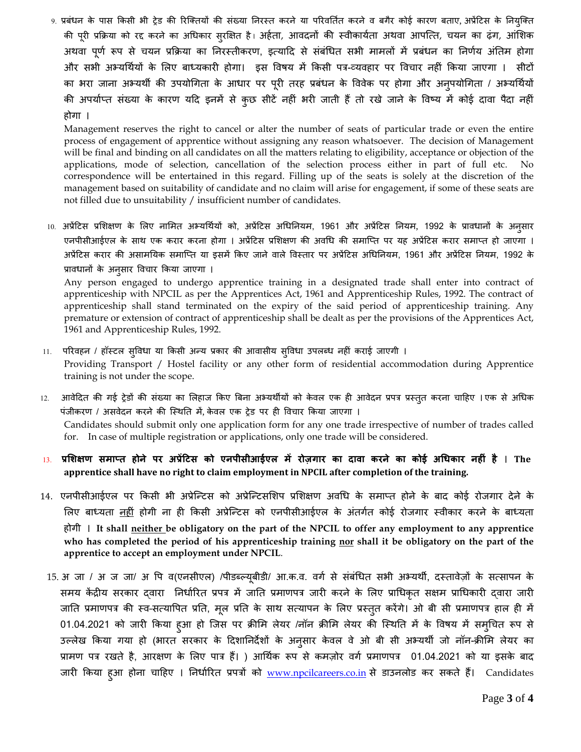9. प्रबंधन के पास किसी भी ट्रेड की रिक्तियों की संख्या निरस्त करने या परिवर्तित करने व बगैर कोई कारण बताए, अप्रेंटिस के नियुक्ति की पूरी प्रक्रिया को रद्द करने का अधिकार सुरक्षित है। अर्हता, आवदनों की स्वीकार्यता अथवा आपत्ति, चयन का ढ़ंग, आंशिक अथवा पूर्ण रूप से चयन प्रक्रिया का निरस्तीकरण, इत्यादि से संबंधित सभी मामलों में प्रबंधन का निर्णय अंतिम होगा और सभी अभ्यर्थियों के लिए बाध्यकारी होगा। इस विषय में किसी पत्र-व्यवहार पर विचार नहीं किया जाएगा । सीटों का भरा जाना अभ्यर्थी की उपयोगिता के आधार पर पूरी तरह प्रबंधन के विवेक पर होगा और अनुपयोगिता / अभ्यर्थियों की अपर्याप्त संख्या के कारण यदि इनमें से कुछ सीटें नहीं भरी जाती हैं तो रखे जाने के विष्य में कोई दावा पैदा नहीं होगा ।

   Management reserves the right to cancel or alter the number of seats of particular trade or even the entire process of engagement of apprentice without assigning any reason whatsoever. The decision of Management will be final and binding on all candidates on all the matters relating to eligibility, acceptance or objection of the applications, mode of selection, cancellation of the selection process either in part of full etc. No correspondence will be entertained in this regard. Filling up of the seats is solely at the discretion of the management based on suitability of candidate and no claim will arise for engagement, if some of these seats are not filled due to unsuitability / insufficient number of candidates.

10. अप्रेंटिस प्रशिक्षण के लिए नामित अभ्यर्थियों को, अप्रेंटिस अधिनियम, 1961 और अप्रेंटिस नियम, 1992 के प्रावधानों के अनुसार एनपीसीआईएल के साथ एक करार करना होगा । अप्रेंटिस प्रशिक्षण की अवधि की समाप्ति पर यह अप्रेंटिस करार समाप्त हो जाएगा । अप्रेंटिस करार की असामयिक समाप्ति या इसमें किए जाने वाले विस्तार पर अप्रेंटिस अधिनियम, 1961 और अप्रेंटिस नियम, 1992 के प्रावधानों के अनुसार विचार किया जाएगा ।

    Any person engaged to undergo apprentice training in a designated trade shall enter into contract of apprenticeship with NPCIL as per the Apprentices Act, 1961 and Apprenticeship Rules, 1992. The contract of apprenticeship shall stand terminated on the expiry of the said period of apprenticeship training. Any premature or extension of contract of apprenticeship shall be dealt as per the provisions of the Apprentices Act, 1961 and Apprenticeship Rules, 1992.

11. परिवहन / हॉस्टल सुविधा या किसी अन्य प्रकार की आवासीय सुविधा उपलब्ध नहीं कराई जाएगी ।

    Providing Transport / Hostel facility or any other form of residential accommodation during Apprentice training is not under the scope.

12. आवेदित की गई ट्रेडों की संख्या का लिहाज किए बिना अभ्यर्थीयों को केवल एक ही आवेदन प्रपत्र प्रस्तुत करना चाहिए । एक से अधिक पंजीकरण / असवेदन करने की स्थिति में, केवल एक ट्रेड पर ही विचार किया जाएगा ।

    Candidates should submit only one application form for any one trade irrespective of number of trades called for. In case of multiple registration or applications, only one trade will be considered.

13. **प्रशिक्षण समाप्त होने पर अप्रेंटिस को एनपीसीआईएल में रोज़गार का दावा करने का कोई अधिकार नहीं है । The apprentice shall have no right to claim employment in NPCIL after completion of the training.**

14. एनपीसीआईएल पर किसी भी अप्रेन्टिस को अप्रेन्टिसशिप प्रशिक्षण अवधि के समाप्त होने के बाद कोई रोजगार देने के लिए बाध्यता नहीं होगी ना ही किसी अप्रेन्टिस को एनपीसीआईएल के अंतर्गत कोई रोजगार स्वीकार करने के बाध्यता होगी । **It shall neither be obligatory on the part of the NPCIL to offer any employment to any apprentice who has completed the period of his apprenticeship training nor shall it be obligatory on the part of the apprentice to accept an employment under NPCIL**.

15. अ जा / अ ज जा/ अ पि व(एनसीएल) /पीडब्ल्यूबीडी/ आ.क.व. वर्ग से संबंधित सभी अभ्यर्थी, दस्तावेज़ों के सत्सापन के समय केंद्रीय सरकार द्वारा निर्धारित प्रपत्र में जाति प्रमाणपत्र जारी करने के लिए प्राधिकृत सक्षम प्राधिकारी द्वारा जारी जाति प्रमाणपत्र की स्व-सत्यापित प्रति, मूल प्रति के साथ सत्यापन के लिए प्रस्तुत करेंगे। ओ बी सी प्रमाणपत्र हाल ही में 01.04.2021 को जारी किया हुआ हो जिस पर क्रीमि लेयर /नॉन क्रीमि लेयर की स्थिति में के विषय में समुचित रूप से उल्लेख किया गया हो (भारत सरकार के दिशानिर्देशों के अनुसार केवल वे ओ बी सी अभ्यर्थी जो नॉन-क्रीमि लेयर का प्रामण पत्र रखते है, आरक्षण के लिए पात्र हैं। ) आर्थिक रूप से कमज़ोर वर्ग प्रमाणपत्र 01.04.2021 को या इसके बाद जारी किया हुआ होना चाहिए । निर्धारित प्रपत्रों को www.npcilcareers.co.in से डाउनलोड कर सकते हैं। Candidates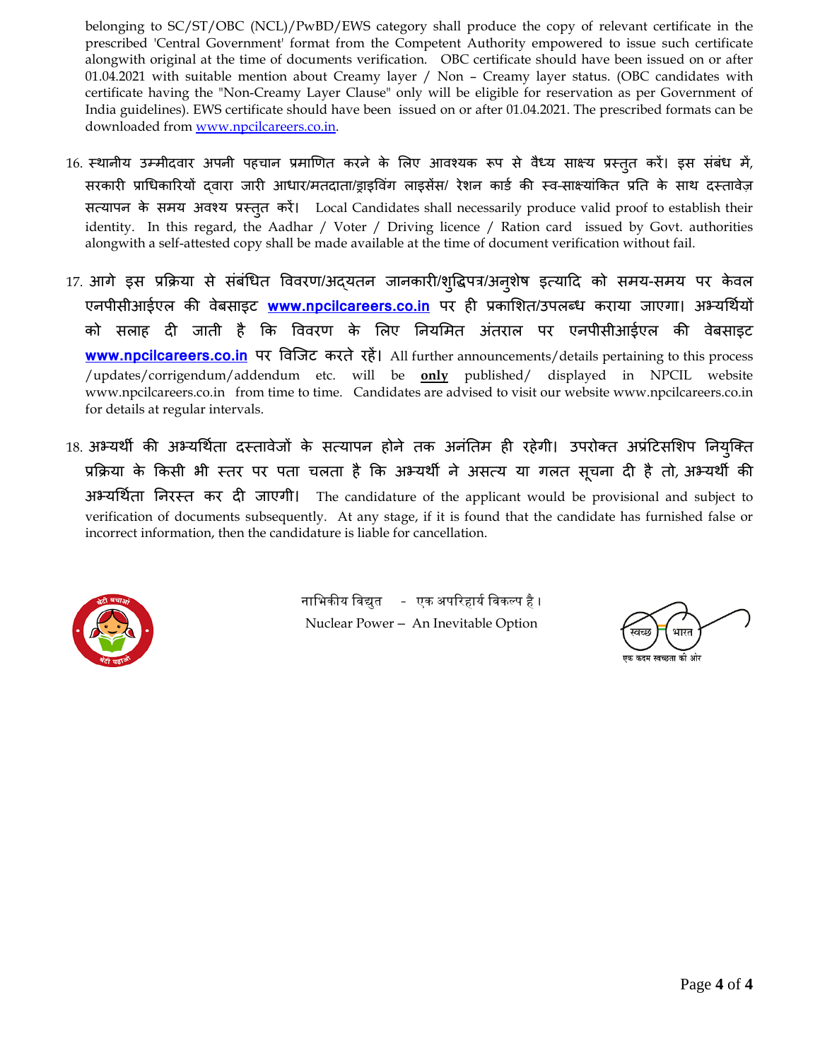belonging to SC/ST/OBC (NCL)/PwBD/EWS category shall produce the copy of relevant certificate in the prescribed 'Central Government' format from the Competent Authority empowered to issue such certificate alongwith original at the time of documents verification. OBC certificate should have been issued on or after 01.04.2021 with suitable mention about Creamy layer / Non – Creamy layer status. (OBC candidates with certificate having the "Non-Creamy Layer Clause" only will be eligible for reservation as per Government of India guidelines). EWS certificate should have been issued on or after 01.04.2021. The prescribed formats can be downloaded from www.npcilcareers.co.in.

16. स्थानीय उम्मीदवार अपनी पहचान प्रमाणित करने के लिए आवश्यक रूप से वैध्य साक्ष्य प्रस्तुत करें। इस संबंध में, सरकारी प्राधिकारियों द्वारा जारी आधार/मतदाता/ड्राइविंग लाइसेंस/ रेशन कार्ड की स्व-साक्ष्यांकित प्रति के साथ दस्तावेज़ सत्यापन के समय अवश्य प्रस्तुत करें। Local Candidates shall necessarily produce valid proof to establish their identity. In this regard, the Aadhar / Voter / Driving licence / Ration card issued by Govt. authorities alongwith a self-attested copy shall be made available at the time of document verification without fail.

17. आगे इस प्रक्रिया से संबंधित विवरण/अद्यतन जानकारी/शुद्धिपत्र/अनुशेष इत्यादि को समय-समय पर केवल एनपीसीआईएल की वेबसाइट **www.npcilcareers.co.in** पर ही प्रकाशित/उपलब्ध कराया जाएगा। अभ्यर्थियों को सलाह दी जाती है कि विवरण के लिए नियमित अंतराल पर एनपीसीआईएल की वेबसाइट **www.npcilcareers.co.in** पर विजिट करते रहें। All further announcements/details pertaining to this process /updates/corrigendum/addendum etc. will be **only** published/ displayed in NPCIL website www.npcilcareers.co.in from time to time. Candidates are advised to visit our website www.npcilcareers.co.in for details at regular intervals.

18. अभ्यर्थी की अभ्यर्थिता दस्तावेजों के सत्यापन होने तक अनंतिम ही रहेगी। उपरोक्त अप्रंटिसशिप नियुक्ति प्रक्रिया के किसी भी स्तर पर पता चलता है कि अभ्यर्थी ने असत्य या गलत सूचना दी है तो, अभ्यर्थी की अभ्यर्थिता निरस्त कर दी जाएगी। The candidature of the applicant would be provisional and subject to verification of documents subsequently. At any stage, if it is found that the candidate has furnished false or incorrect information, then the candidature is liable for cancellation.

नाभिकीय विद्युत - एक अपरिहार्य विकल्प है।
Nuclear Power – An Inevitable Option